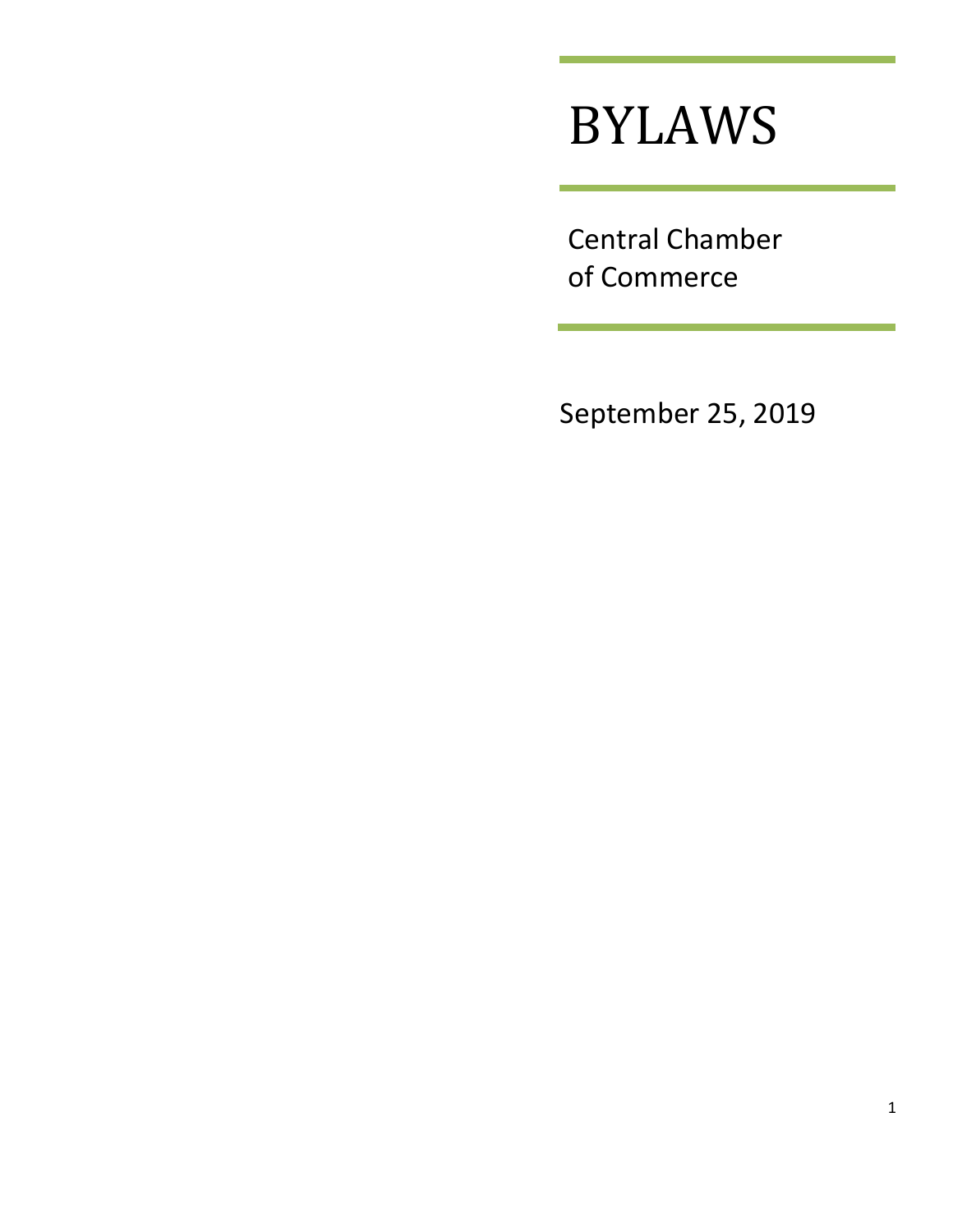# BYLAWS

Central Chamber of Commerce

September 25, 2019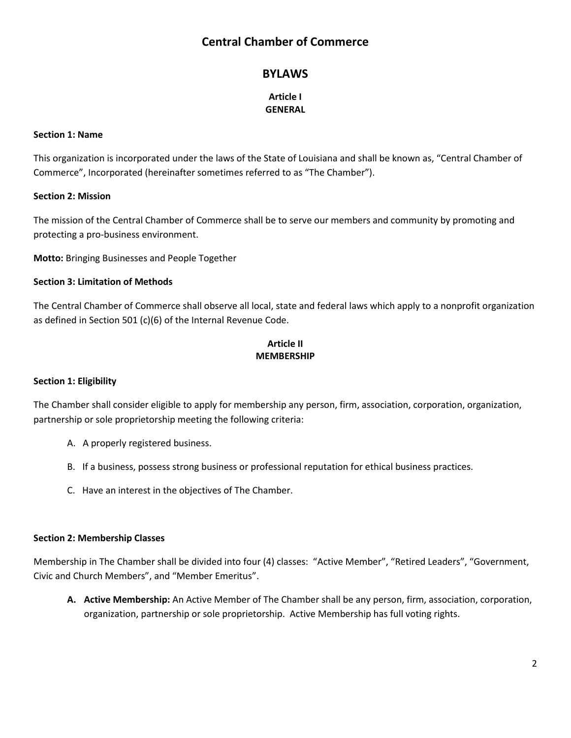# Central Chamber of Commerce

## BYLAWS

### Article I
### GENERAL

**Section 1: Name**

This organization is incorporated under the laws of the State of Louisiana and shall be known as, "Central Chamber of Commerce", Incorporated (hereinafter sometimes referred to as "The Chamber").

**Section 2: Mission**

The mission of the Central Chamber of Commerce shall be to serve our members and community by promoting and protecting a pro-business environment.

**Motto:** Bringing Businesses and People Together

**Section 3: Limitation of Methods**

The Central Chamber of Commerce shall observe all local, state and federal laws which apply to a nonprofit organization as defined in Section 501 (c)(6) of the Internal Revenue Code.

### Article II
### MEMBERSHIP

**Section 1: Eligibility**

The Chamber shall consider eligible to apply for membership any person, firm, association, corporation, organization, partnership or sole proprietorship meeting the following criteria:

A. A properly registered business.

B. If a business, possess strong business or professional reputation for ethical business practices.

C. Have an interest in the objectives of The Chamber.

**Section 2: Membership Classes**

Membership in The Chamber shall be divided into four (4) classes: "Active Member", "Retired Leaders", "Government, Civic and Church Members", and "Member Emeritus".

A. **Active Membership:** An Active Member of The Chamber shall be any person, firm, association, corporation, organization, partnership or sole proprietorship. Active Membership has full voting rights.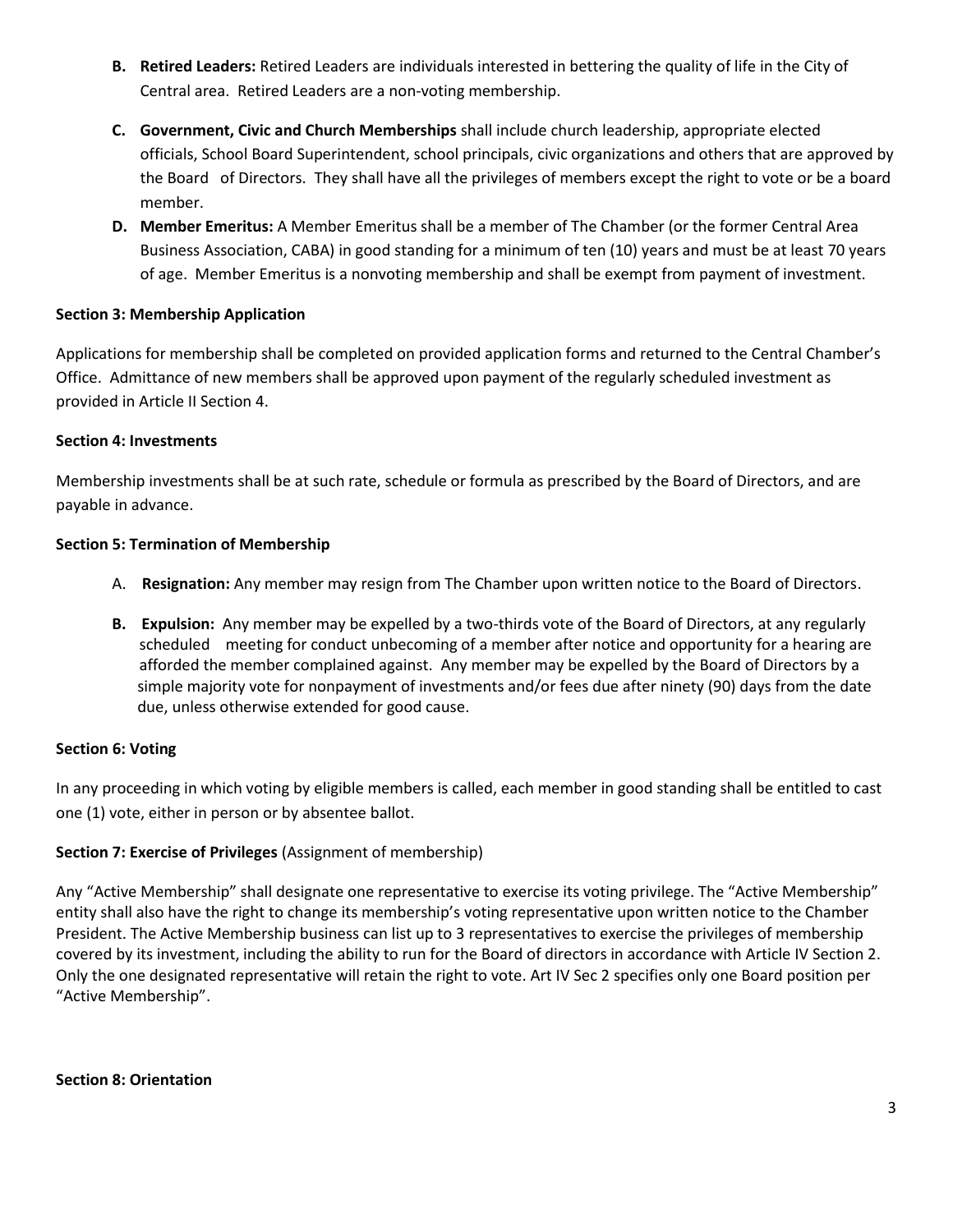**B. Retired Leaders:** Retired Leaders are individuals interested in bettering the quality of life in the City of Central area. Retired Leaders are a non-voting membership.

**C. Government, Civic and Church Memberships** shall include church leadership, appropriate elected officials, School Board Superintendent, school principals, civic organizations and others that are approved by the Board of Directors. They shall have all the privileges of members except the right to vote or be a board member.

**D. Member Emeritus:** A Member Emeritus shall be a member of The Chamber (or the former Central Area Business Association, CABA) in good standing for a minimum of ten (10) years and must be at least 70 years of age. Member Emeritus is a nonvoting membership and shall be exempt from payment of investment.

**Section 3: Membership Application**

Applications for membership shall be completed on provided application forms and returned to the Central Chamber's Office. Admittance of new members shall be approved upon payment of the regularly scheduled investment as provided in Article II Section 4.

**Section 4: Investments**

Membership investments shall be at such rate, schedule or formula as prescribed by the Board of Directors, and are payable in advance.

**Section 5: Termination of Membership**

A. **Resignation:** Any member may resign from The Chamber upon written notice to the Board of Directors.

**B. Expulsion:** Any member may be expelled by a two-thirds vote of the Board of Directors, at any regularly scheduled meeting for conduct unbecoming of a member after notice and opportunity for a hearing are afforded the member complained against. Any member may be expelled by the Board of Directors by a simple majority vote for nonpayment of investments and/or fees due after ninety (90) days from the date due, unless otherwise extended for good cause.

**Section 6: Voting**

In any proceeding in which voting by eligible members is called, each member in good standing shall be entitled to cast one (1) vote, either in person or by absentee ballot.

**Section 7: Exercise of Privileges** (Assignment of membership)

Any "Active Membership" shall designate one representative to exercise its voting privilege. The "Active Membership" entity shall also have the right to change its membership's voting representative upon written notice to the Chamber President. The Active Membership business can list up to 3 representatives to exercise the privileges of membership covered by its investment, including the ability to run for the Board of directors in accordance with Article IV Section 2. Only the one designated representative will retain the right to vote. Art IV Sec 2 specifies only one Board position per "Active Membership".

**Section 8: Orientation**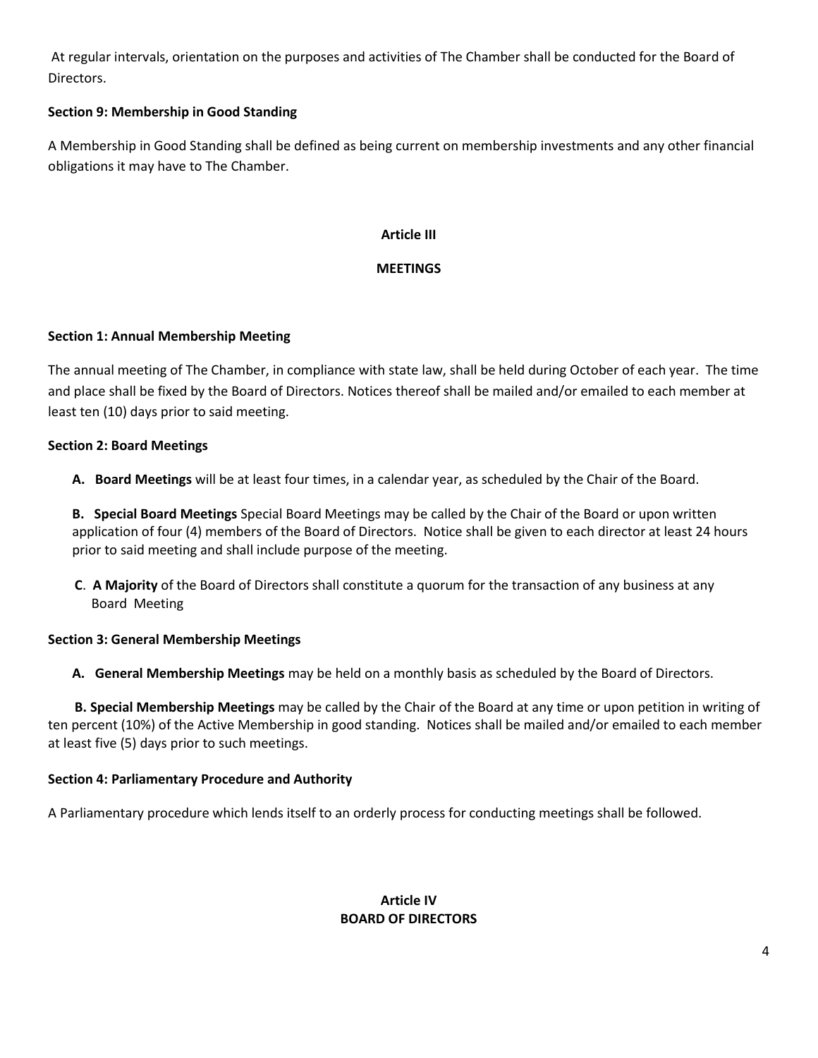At regular intervals, orientation on the purposes and activities of The Chamber shall be conducted for the Board of Directors.

**Section 9: Membership in Good Standing**

A Membership in Good Standing shall be defined as being current on membership investments and any other financial obligations it may have to The Chamber.

## Article III

## MEETINGS

**Section 1: Annual Membership Meeting**

The annual meeting of The Chamber, in compliance with state law, shall be held during October of each year. The time and place shall be fixed by the Board of Directors. Notices thereof shall be mailed and/or emailed to each member at least ten (10) days prior to said meeting.

**Section 2: Board Meetings**

**A. Board Meetings** will be at least four times, in a calendar year, as scheduled by the Chair of the Board.

**B. Special Board Meetings** Special Board Meetings may be called by the Chair of the Board or upon written application of four (4) members of the Board of Directors. Notice shall be given to each director at least 24 hours prior to said meeting and shall include purpose of the meeting.

**C**. **A Majority** of the Board of Directors shall constitute a quorum for the transaction of any business at any Board Meeting

**Section 3: General Membership Meetings**

**A. General Membership Meetings** may be held on a monthly basis as scheduled by the Board of Directors.

**B. Special Membership Meetings** may be called by the Chair of the Board at any time or upon petition in writing of ten percent (10%) of the Active Membership in good standing. Notices shall be mailed and/or emailed to each member at least five (5) days prior to such meetings.

**Section 4: Parliamentary Procedure and Authority**

A Parliamentary procedure which lends itself to an orderly process for conducting meetings shall be followed.

## Article IV
## BOARD OF DIRECTORS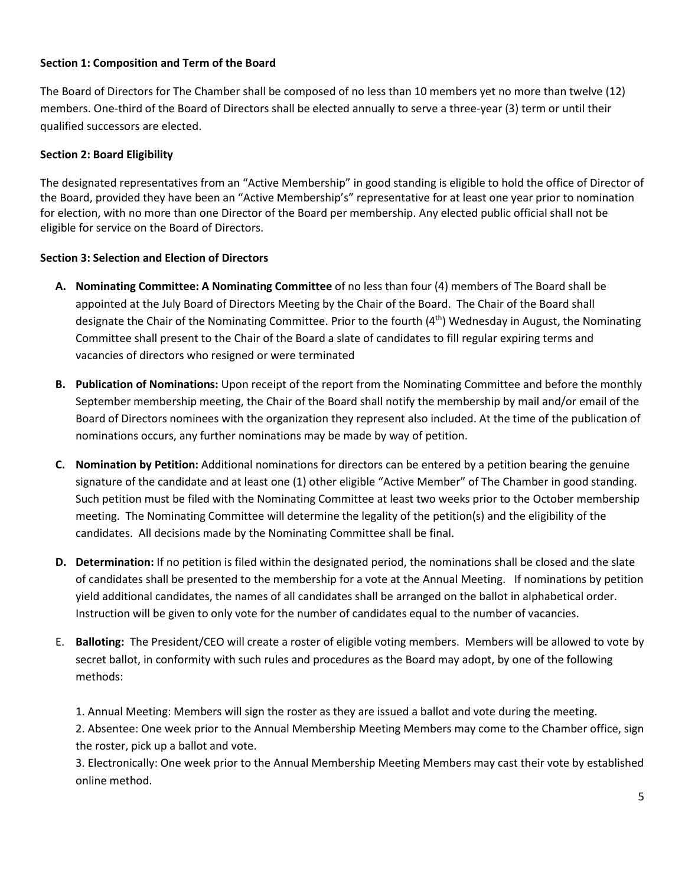**Section 1: Composition and Term of the Board**

The Board of Directors for The Chamber shall be composed of no less than 10 members yet no more than twelve (12) members. One-third of the Board of Directors shall be elected annually to serve a three-year (3) term or until their qualified successors are elected.

**Section 2: Board Eligibility**

The designated representatives from an "Active Membership" in good standing is eligible to hold the office of Director of the Board, provided they have been an "Active Membership's" representative for at least one year prior to nomination for election, with no more than one Director of the Board per membership. Any elected public official shall not be eligible for service on the Board of Directors.

**Section 3: Selection and Election of Directors**

A. **Nominating Committee: A Nominating Committee** of no less than four (4) members of The Board shall be appointed at the July Board of Directors Meeting by the Chair of the Board. The Chair of the Board shall designate the Chair of the Nominating Committee. Prior to the fourth (4th) Wednesday in August, the Nominating Committee shall present to the Chair of the Board a slate of candidates to fill regular expiring terms and vacancies of directors who resigned or were terminated

B. **Publication of Nominations:** Upon receipt of the report from the Nominating Committee and before the monthly September membership meeting, the Chair of the Board shall notify the membership by mail and/or email of the Board of Directors nominees with the organization they represent also included. At the time of the publication of nominations occurs, any further nominations may be made by way of petition.

C. **Nomination by Petition:** Additional nominations for directors can be entered by a petition bearing the genuine signature of the candidate and at least one (1) other eligible "Active Member" of The Chamber in good standing. Such petition must be filed with the Nominating Committee at least two weeks prior to the October membership meeting. The Nominating Committee will determine the legality of the petition(s) and the eligibility of the candidates. All decisions made by the Nominating Committee shall be final.

D. **Determination:** If no petition is filed within the designated period, the nominations shall be closed and the slate of candidates shall be presented to the membership for a vote at the Annual Meeting. If nominations by petition yield additional candidates, the names of all candidates shall be arranged on the ballot in alphabetical order. Instruction will be given to only vote for the number of candidates equal to the number of vacancies.

E. **Balloting:** The President/CEO will create a roster of eligible voting members. Members will be allowed to vote by secret ballot, in conformity with such rules and procedures as the Board may adopt, by one of the following methods:

   1. Annual Meeting: Members will sign the roster as they are issued a ballot and vote during the meeting.
   2. Absentee: One week prior to the Annual Membership Meeting Members may come to the Chamber office, sign the roster, pick up a ballot and vote.
   3. Electronically: One week prior to the Annual Membership Meeting Members may cast their vote by established online method.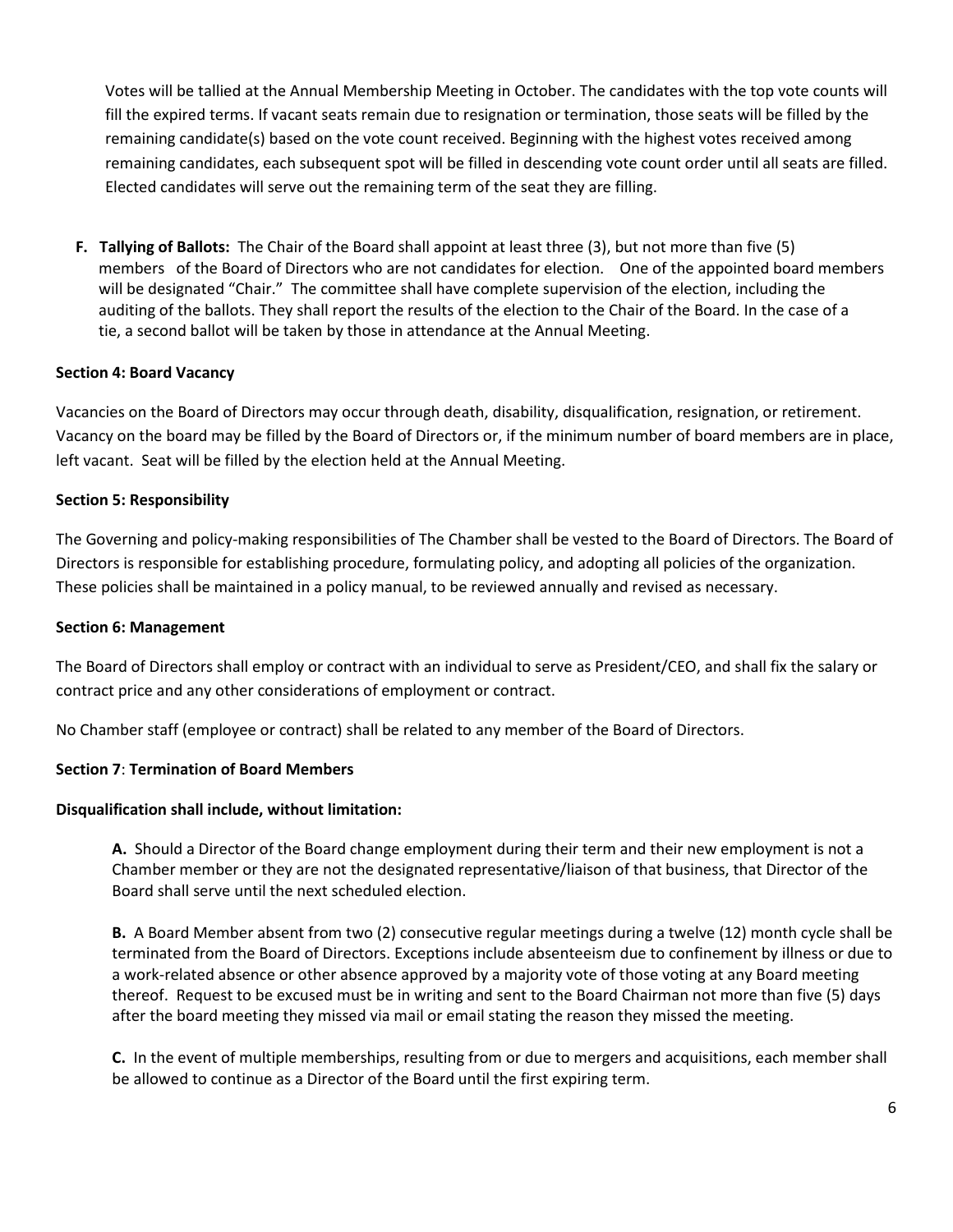Votes will be tallied at the Annual Membership Meeting in October. The candidates with the top vote counts will fill the expired terms. If vacant seats remain due to resignation or termination, those seats will be filled by the remaining candidate(s) based on the vote count received. Beginning with the highest votes received among remaining candidates, each subsequent spot will be filled in descending vote count order until all seats are filled. Elected candidates will serve out the remaining term of the seat they are filling.

**F. Tallying of Ballots:** The Chair of the Board shall appoint at least three (3), but not more than five (5) members of the Board of Directors who are not candidates for election. One of the appointed board members will be designated "Chair." The committee shall have complete supervision of the election, including the auditing of the ballots. They shall report the results of the election to the Chair of the Board. In the case of a tie, a second ballot will be taken by those in attendance at the Annual Meeting.

**Section 4: Board Vacancy**

Vacancies on the Board of Directors may occur through death, disability, disqualification, resignation, or retirement. Vacancy on the board may be filled by the Board of Directors or, if the minimum number of board members are in place, left vacant. Seat will be filled by the election held at the Annual Meeting.

**Section 5: Responsibility**

The Governing and policy-making responsibilities of The Chamber shall be vested to the Board of Directors. The Board of Directors is responsible for establishing procedure, formulating policy, and adopting all policies of the organization. These policies shall be maintained in a policy manual, to be reviewed annually and revised as necessary.

**Section 6: Management**

The Board of Directors shall employ or contract with an individual to serve as President/CEO, and shall fix the salary or contract price and any other considerations of employment or contract.

No Chamber staff (employee or contract) shall be related to any member of the Board of Directors.

**Section 7**: **Termination of Board Members**

**Disqualification shall include, without limitation:**

**A.** Should a Director of the Board change employment during their term and their new employment is not a Chamber member or they are not the designated representative/liaison of that business, that Director of the Board shall serve until the next scheduled election.

**B.** A Board Member absent from two (2) consecutive regular meetings during a twelve (12) month cycle shall be terminated from the Board of Directors. Exceptions include absenteeism due to confinement by illness or due to a work-related absence or other absence approved by a majority vote of those voting at any Board meeting thereof. Request to be excused must be in writing and sent to the Board Chairman not more than five (5) days after the board meeting they missed via mail or email stating the reason they missed the meeting.

**C.** In the event of multiple memberships, resulting from or due to mergers and acquisitions, each member shall be allowed to continue as a Director of the Board until the first expiring term.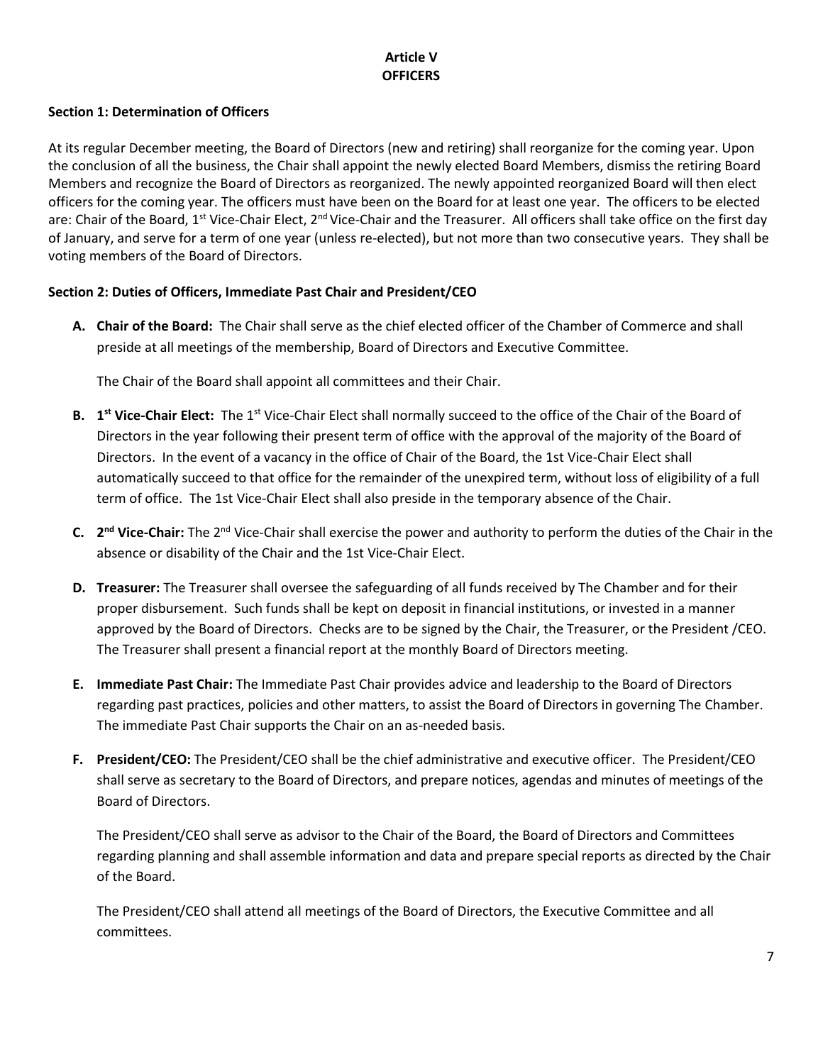# Article V
# OFFICERS

**Section 1: Determination of Officers**

At its regular December meeting, the Board of Directors (new and retiring) shall reorganize for the coming year. Upon the conclusion of all the business, the Chair shall appoint the newly elected Board Members, dismiss the retiring Board Members and recognize the Board of Directors as reorganized. The newly appointed reorganized Board will then elect officers for the coming year. The officers must have been on the Board for at least one year. The officers to be elected are: Chair of the Board, 1st Vice-Chair Elect, 2nd Vice-Chair and the Treasurer. All officers shall take office on the first day of January, and serve for a term of one year (unless re-elected), but not more than two consecutive years. They shall be voting members of the Board of Directors.

**Section 2: Duties of Officers, Immediate Past Chair and President/CEO**

**A. Chair of the Board:** The Chair shall serve as the chief elected officer of the Chamber of Commerce and shall preside at all meetings of the membership, Board of Directors and Executive Committee.

The Chair of the Board shall appoint all committees and their Chair.

**B. 1st Vice-Chair Elect:** The 1st Vice-Chair Elect shall normally succeed to the office of the Chair of the Board of Directors in the year following their present term of office with the approval of the majority of the Board of Directors. In the event of a vacancy in the office of Chair of the Board, the 1st Vice-Chair Elect shall automatically succeed to that office for the remainder of the unexpired term, without loss of eligibility of a full term of office. The 1st Vice-Chair Elect shall also preside in the temporary absence of the Chair.

**C. 2nd Vice-Chair:** The 2nd Vice-Chair shall exercise the power and authority to perform the duties of the Chair in the absence or disability of the Chair and the 1st Vice-Chair Elect.

**D. Treasurer:** The Treasurer shall oversee the safeguarding of all funds received by The Chamber and for their proper disbursement. Such funds shall be kept on deposit in financial institutions, or invested in a manner approved by the Board of Directors. Checks are to be signed by the Chair, the Treasurer, or the President /CEO. The Treasurer shall present a financial report at the monthly Board of Directors meeting.

**E. Immediate Past Chair:** The Immediate Past Chair provides advice and leadership to the Board of Directors regarding past practices, policies and other matters, to assist the Board of Directors in governing The Chamber. The immediate Past Chair supports the Chair on an as-needed basis.

**F. President/CEO:** The President/CEO shall be the chief administrative and executive officer. The President/CEO shall serve as secretary to the Board of Directors, and prepare notices, agendas and minutes of meetings of the Board of Directors.

The President/CEO shall serve as advisor to the Chair of the Board, the Board of Directors and Committees regarding planning and shall assemble information and data and prepare special reports as directed by the Chair of the Board.

The President/CEO shall attend all meetings of the Board of Directors, the Executive Committee and all committees.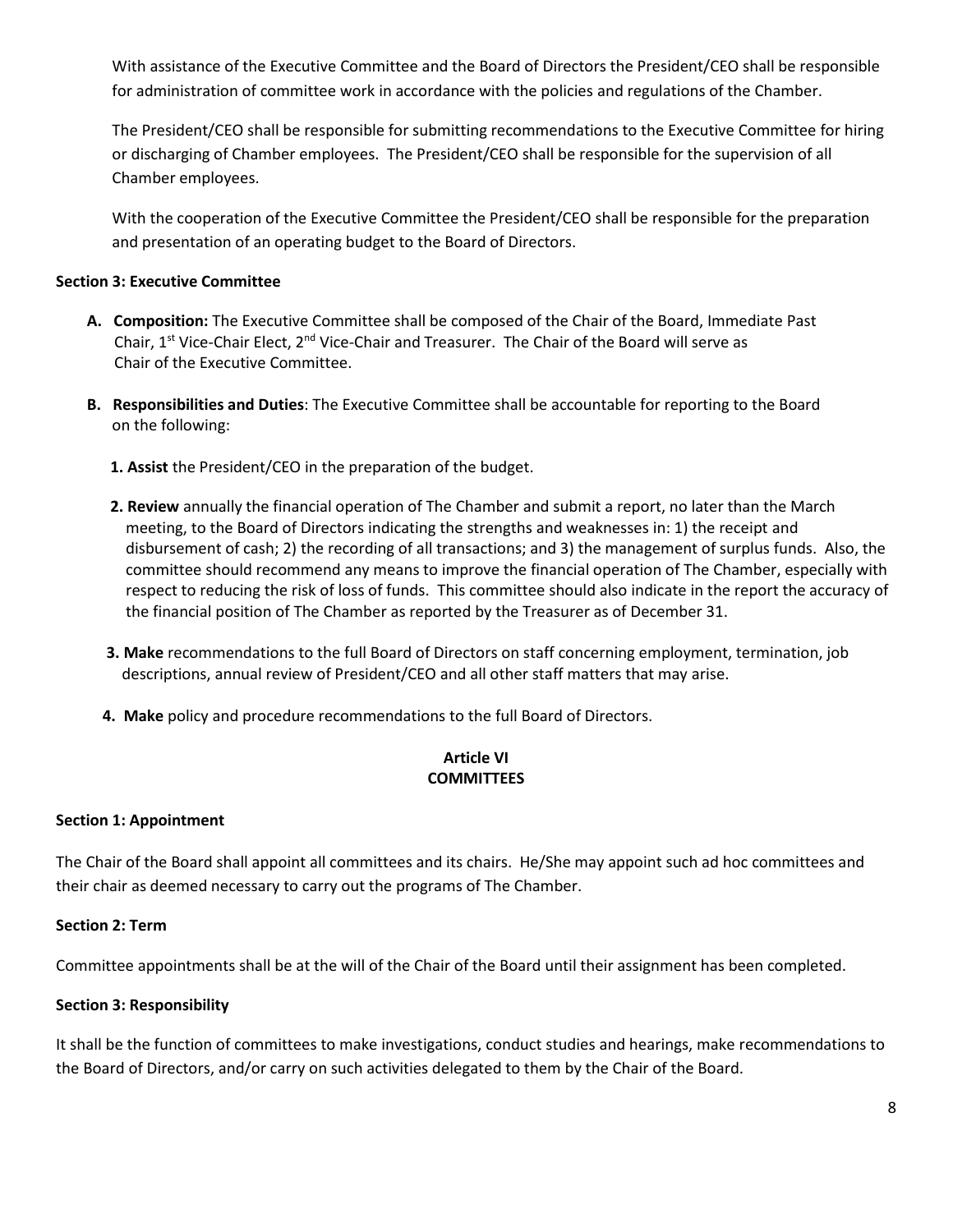With assistance of the Executive Committee and the Board of Directors the President/CEO shall be responsible for administration of committee work in accordance with the policies and regulations of the Chamber.

The President/CEO shall be responsible for submitting recommendations to the Executive Committee for hiring or discharging of Chamber employees. The President/CEO shall be responsible for the supervision of all Chamber employees.

With the cooperation of the Executive Committee the President/CEO shall be responsible for the preparation and presentation of an operating budget to the Board of Directors.

**Section 3: Executive Committee**

**A. Composition:** The Executive Committee shall be composed of the Chair of the Board, Immediate Past Chair, 1st Vice-Chair Elect, 2nd Vice-Chair and Treasurer. The Chair of the Board will serve as Chair of the Executive Committee.

**B. Responsibilities and Duties**: The Executive Committee shall be accountable for reporting to the Board on the following:

**1. Assist** the President/CEO in the preparation of the budget.

**2. Review** annually the financial operation of The Chamber and submit a report, no later than the March meeting, to the Board of Directors indicating the strengths and weaknesses in: 1) the receipt and disbursement of cash; 2) the recording of all transactions; and 3) the management of surplus funds. Also, the committee should recommend any means to improve the financial operation of The Chamber, especially with respect to reducing the risk of loss of funds. This committee should also indicate in the report the accuracy of the financial position of The Chamber as reported by the Treasurer as of December 31.

**3. Make** recommendations to the full Board of Directors on staff concerning employment, termination, job descriptions, annual review of President/CEO and all other staff matters that may arise.

**4. Make** policy and procedure recommendations to the full Board of Directors.

## Article VI
## COMMITTEES

**Section 1: Appointment**

The Chair of the Board shall appoint all committees and its chairs. He/She may appoint such ad hoc committees and their chair as deemed necessary to carry out the programs of The Chamber.

**Section 2: Term**

Committee appointments shall be at the will of the Chair of the Board until their assignment has been completed.

**Section 3: Responsibility**

It shall be the function of committees to make investigations, conduct studies and hearings, make recommendations to the Board of Directors, and/or carry on such activities delegated to them by the Chair of the Board.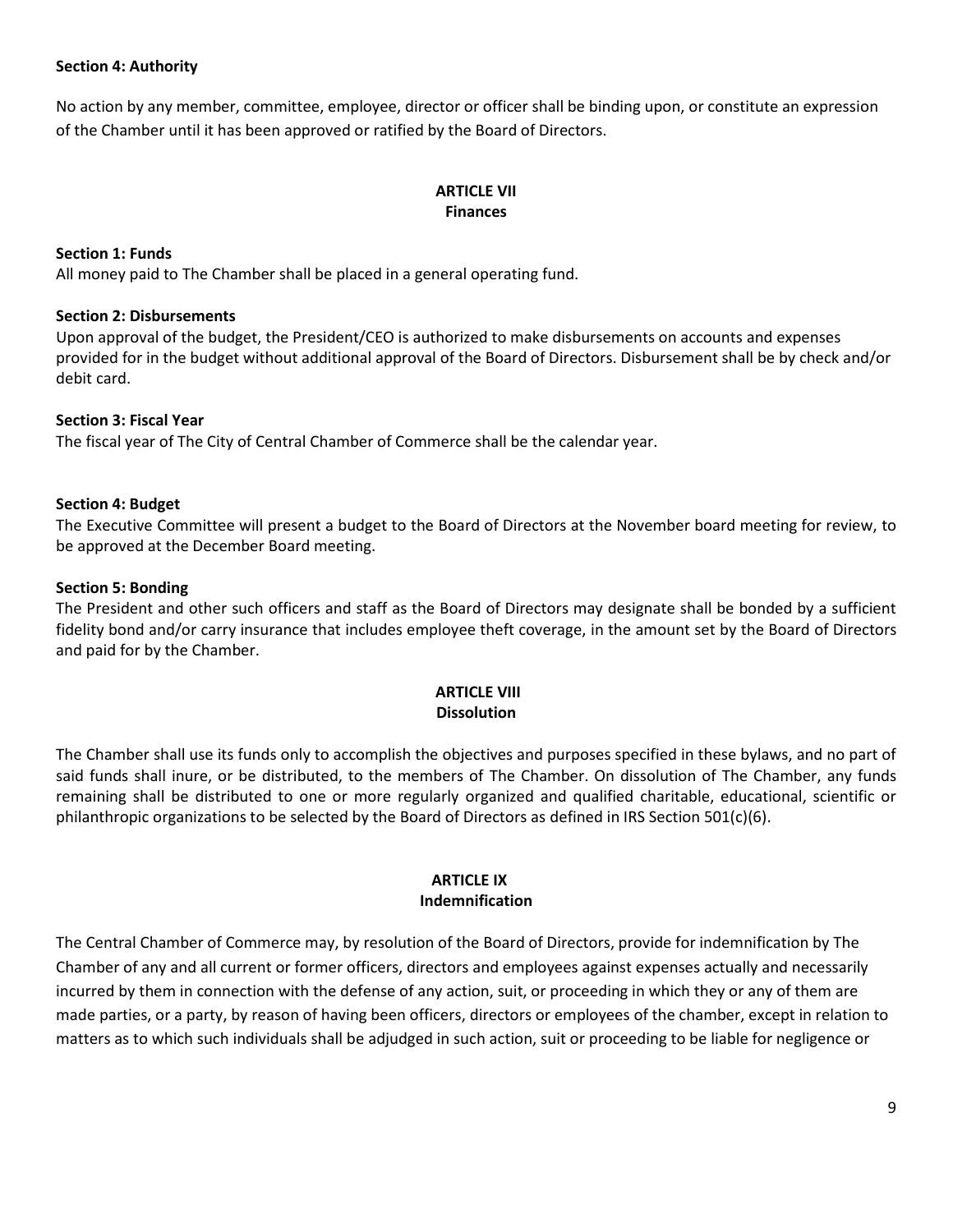**Section 4: Authority**

No action by any member, committee, employee, director or officer shall be binding upon, or constitute an expression of the Chamber until it has been approved or ratified by the Board of Directors.

## ARTICLE VII
## Finances

**Section 1: Funds**
All money paid to The Chamber shall be placed in a general operating fund.

**Section 2: Disbursements**
Upon approval of the budget, the President/CEO is authorized to make disbursements on accounts and expenses provided for in the budget without additional approval of the Board of Directors. Disbursement shall be by check and/or debit card.

**Section 3: Fiscal Year**
The fiscal year of The City of Central Chamber of Commerce shall be the calendar year.

**Section 4: Budget**
The Executive Committee will present a budget to the Board of Directors at the November board meeting for review, to be approved at the December Board meeting.

**Section 5: Bonding**
The President and other such officers and staff as the Board of Directors may designate shall be bonded by a sufficient fidelity bond and/or carry insurance that includes employee theft coverage, in the amount set by the Board of Directors and paid for by the Chamber.

## ARTICLE VIII
## Dissolution

The Chamber shall use its funds only to accomplish the objectives and purposes specified in these bylaws, and no part of said funds shall inure, or be distributed, to the members of The Chamber. On dissolution of The Chamber, any funds remaining shall be distributed to one or more regularly organized and qualified charitable, educational, scientific or philanthropic organizations to be selected by the Board of Directors as defined in IRS Section 501(c)(6).

## ARTICLE IX
## Indemnification

The Central Chamber of Commerce may, by resolution of the Board of Directors, provide for indemnification by The Chamber of any and all current or former officers, directors and employees against expenses actually and necessarily incurred by them in connection with the defense of any action, suit, or proceeding in which they or any of them are made parties, or a party, by reason of having been officers, directors or employees of the chamber, except in relation to matters as to which such individuals shall be adjudged in such action, suit or proceeding to be liable for negligence or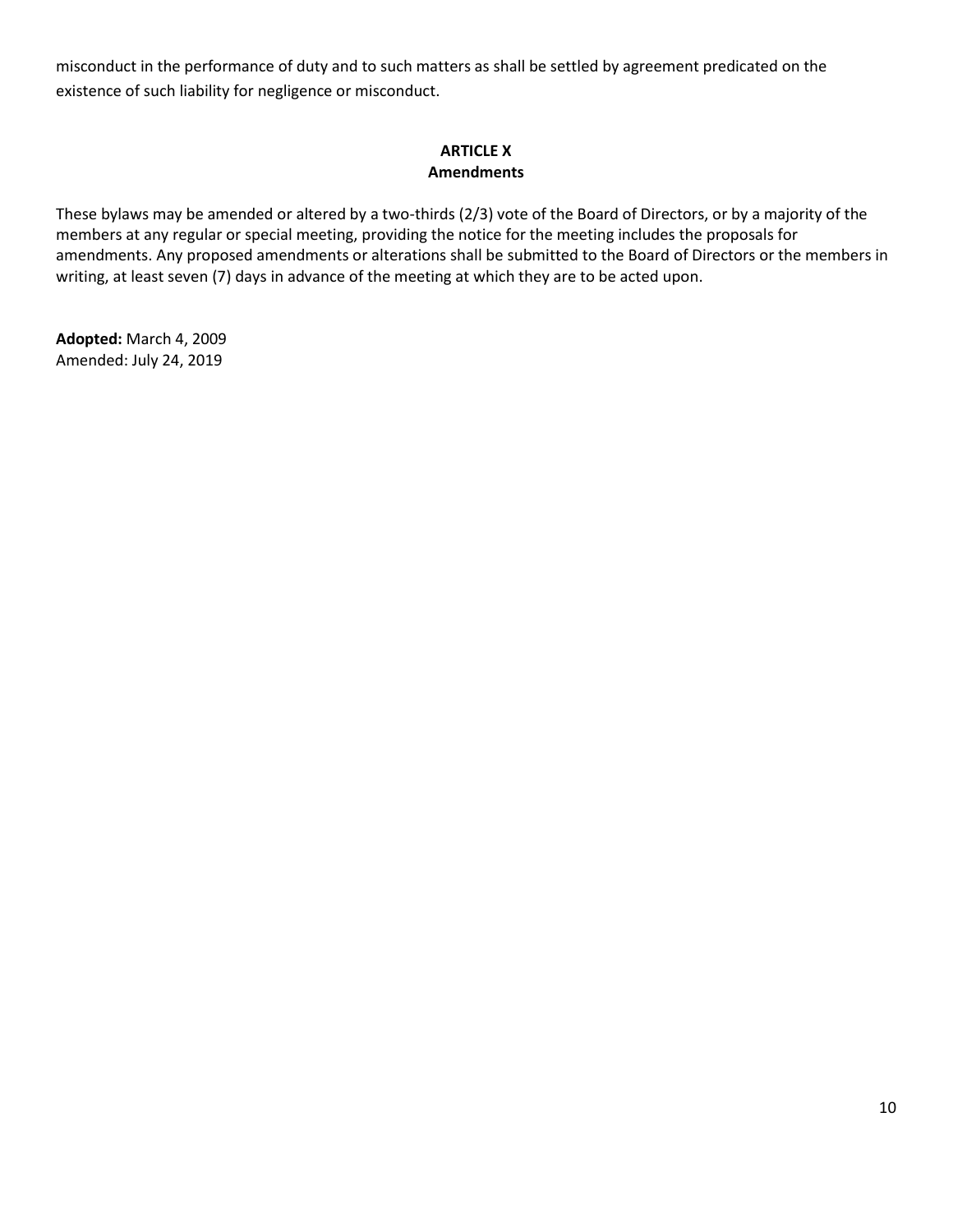misconduct in the performance of duty and to such matters as shall be settled by agreement predicated on the existence of such liability for negligence or misconduct.

## ARTICLE X
## Amendments

These bylaws may be amended or altered by a two-thirds (2/3) vote of the Board of Directors, or by a majority of the members at any regular or special meeting, providing the notice for the meeting includes the proposals for amendments. Any proposed amendments or alterations shall be submitted to the Board of Directors or the members in writing, at least seven (7) days in advance of the meeting at which they are to be acted upon.

**Adopted:** March 4, 2009
Amended: July 24, 2019